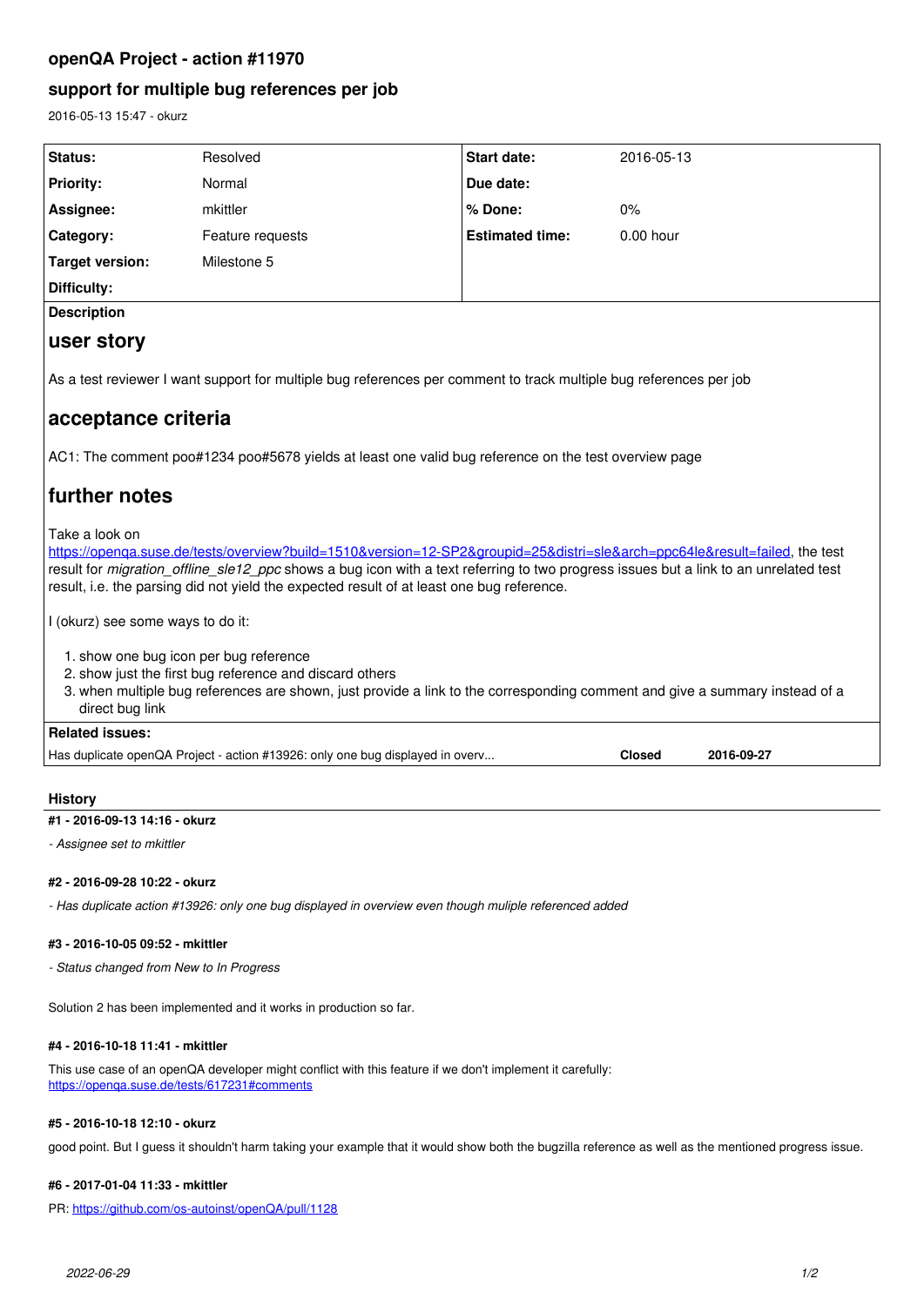# openQA Project - action #11970

## support for multiple bug references per job

2016-05-13 15:47 - okurz

| Status: | Resolved | Start date: | 2016-05-13 |
|---|---|---|---|
| Priority: | Normal | Due date: | |
| Assignee: | mkittler | % Done: | 0% |
| Category: | Feature requests | Estimated time: | 0.00 hour |
| Target version: | Milestone 5 | | |
| Difficulty: | | | |

**Description**

## user story

As a test reviewer I want support for multiple bug references per comment to track multiple bug references per job

## acceptance criteria

AC1: The comment poo#1234 poo#5678 yields at least one valid bug reference on the test overview page

## further notes

Take a look on https://openqa.suse.de/tests/overview?build=1510&version=12-SP2&groupid=25&distri=sle&arch=ppc64le&result=failed, the test result for *migration_offline_sle12_ppc* shows a bug icon with a text referring to two progress issues but a link to an unrelated test result, i.e. the parsing did not yield the expected result of at least one bug reference.

I (okurz) see some ways to do it:

1. show one bug icon per bug reference
2. show just the first bug reference and discard others
3. when multiple bug references are shown, just provide a link to the corresponding comment and give a summary instead of a direct bug link

**Related issues:**

| | | |
|---|---|---|
| Has duplicate openQA Project - action #13926: only one bug displayed in overv... | Closed | 2016-09-27 |

### History

#### #1 - 2016-09-13 14:16 - okurz

*- Assignee set to mkittler*

#### #2 - 2016-09-28 10:22 - okurz

*- Has duplicate action #13926: only one bug displayed in overview even though muliple referenced added*

#### #3 - 2016-10-05 09:52 - mkittler

*- Status changed from New to In Progress*

Solution 2 has been implemented and it works in production so far.

#### #4 - 2016-10-18 11:41 - mkittler

This use case of an openQA developer might conflict with this feature if we don't implement it carefully: https://openqa.suse.de/tests/617231#comments

#### #5 - 2016-10-18 12:10 - okurz

good point. But I guess it shouldn't harm taking your example that it would show both the bugzilla reference as well as the mentioned progress issue.

#### #6 - 2017-01-04 11:33 - mkittler

PR: https://github.com/os-autoinst/openQA/pull/1128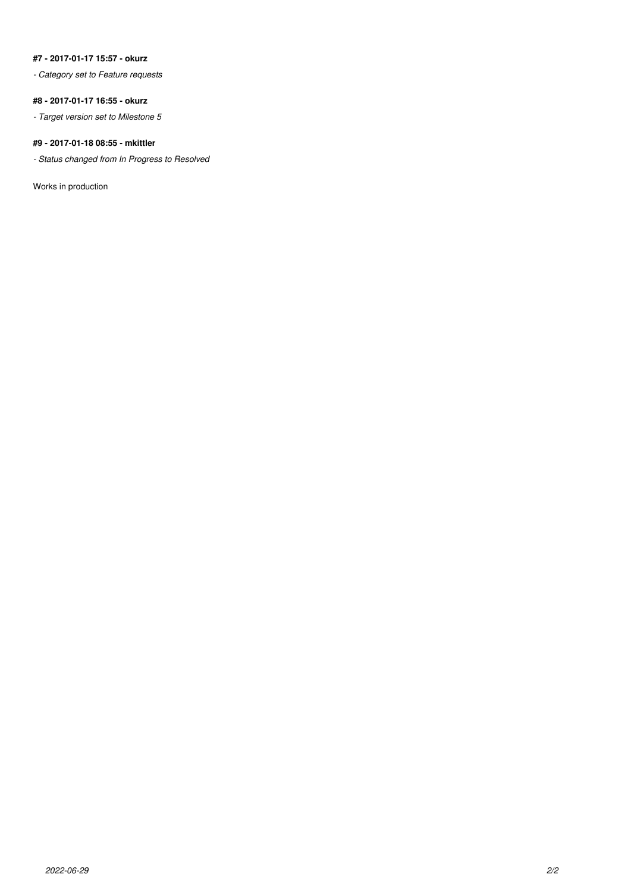#### #7 - 2017-01-17 15:57 - okurz

*- Category set to Feature requests*

#### #8 - 2017-01-17 16:55 - okurz

*- Target version set to Milestone 5*

#### #9 - 2017-01-18 08:55 - mkittler

*- Status changed from In Progress to Resolved*

Works in production